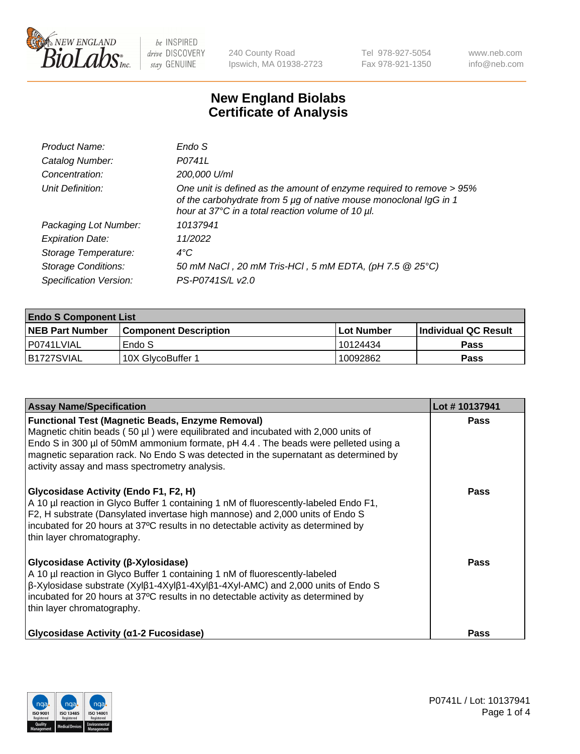# New England Biolabs
# Certificate of Analysis

| | |
|---|---|
| *Product Name:* | *Endo S* |
| *Catalog Number:* | *P0741L* |
| *Concentration:* | *200,000 U/ml* |
| *Unit Definition:* | *One unit is defined as the amount of enzyme required to remove > 95% of the carbohydrate from 5 µg of native mouse monoclonal IgG in 1 hour at 37°C in a total reaction volume of 10 µl.* |
| *Packaging Lot Number:* | *10137941* |
| *Expiration Date:* | *11/2022* |
| *Storage Temperature:* | *4°C* |
| *Storage Conditions:* | *50 mM NaCl , 20 mM Tris-HCl , 5 mM EDTA, (pH 7.5 @ 25°C)* |
| *Specification Version:* | *PS-P0741S/L v2.0* |

| **Endo S Component List** | | | |
|---|---|---|---|
| **NEB Part Number** | **Component Description** | **Lot Number** | **Individual QC Result** |
| P0741LVIAL | Endo S | 10124434 | **Pass** |
| B1727SVIAL | 10X GlycoBuffer 1 | 10092862 | **Pass** |

| **Assay Name/Specification** | **Lot # 10137941** |
|---|---|
| **Functional Test (Magnetic Beads, Enzyme Removal)**<br>Magnetic chitin beads ( 50 µl ) were equilibrated and incubated with 2,000 units of Endo S in 300 µl of 50mM ammonium formate, pH 4.4 . The beads were pelleted using a magnetic separation rack. No Endo S was detected in the supernatant as determined by activity assay and mass spectrometry analysis. | **Pass** |
| **Glycosidase Activity (Endo F1, F2, H)**<br>A 10 µl reaction in Glyco Buffer 1 containing 1 nM of fluorescently-labeled Endo F1, F2, H substrate (Dansylated invertase high mannose) and 2,000 units of Endo S incubated for 20 hours at 37ºC results in no detectable activity as determined by thin layer chromatography. | **Pass** |
| **Glycosidase Activity (β-Xylosidase)**<br>A 10 µl reaction in Glyco Buffer 1 containing 1 nM of fluorescently-labeled β-Xylosidase substrate (Xylβ1-4Xylβ1-4Xylβ1-4Xyl-AMC) and 2,000 units of Endo S incubated for 20 hours at 37ºC results in no detectable activity as determined by thin layer chromatography. | **Pass** |
| **Glycosidase Activity (α1-2 Fucosidase)** | **Pass** |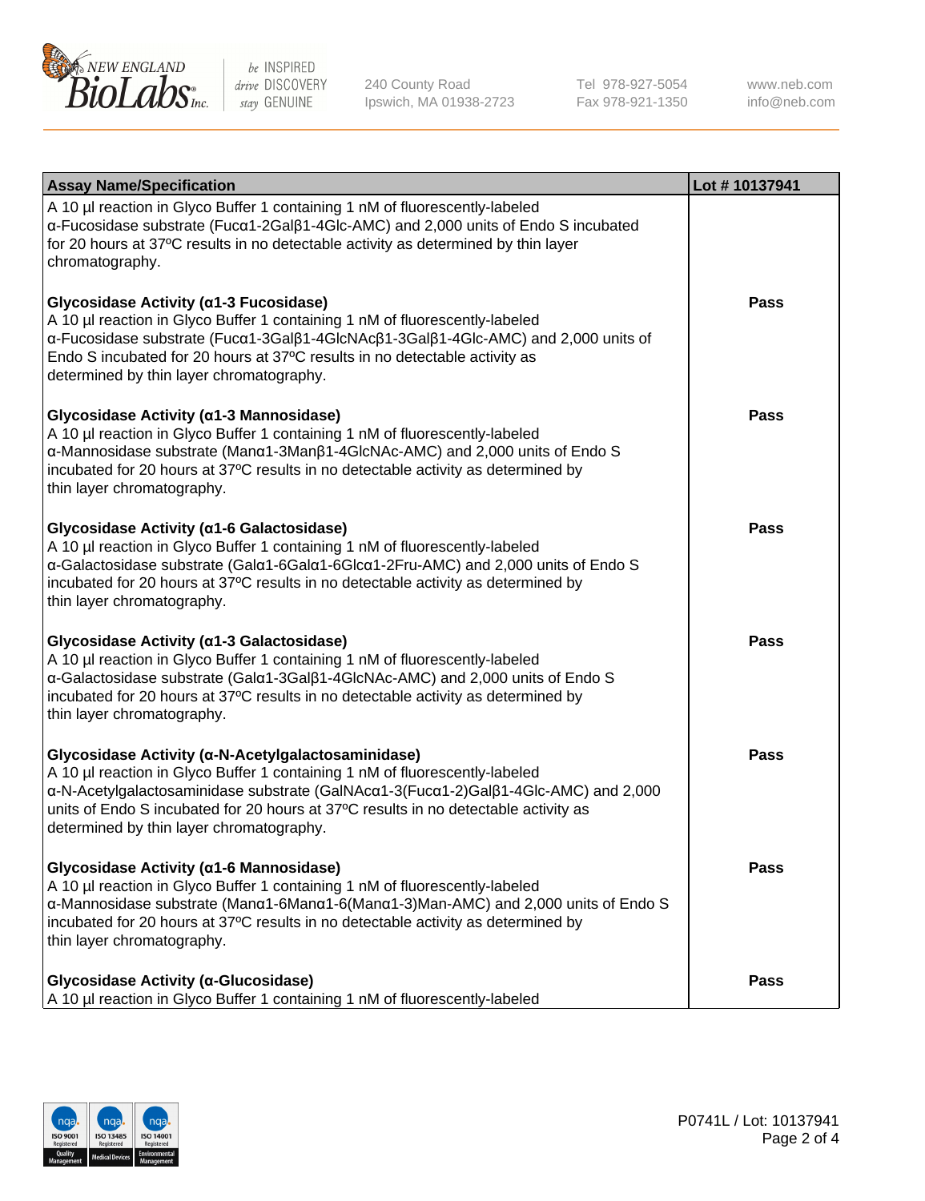| Assay Name/Specification | Lot # 10137941 |
| --- | --- |
| A 10 µl reaction in Glyco Buffer 1 containing 1 nM of fluorescently-labeled α-Fucosidase substrate (Fucα1-2Galβ1-4Glc-AMC) and 2,000 units of Endo S incubated for 20 hours at 37ºC results in no detectable activity as determined by thin layer chromatography. | |
| **Glycosidase Activity (α1-3 Fucosidase)** A 10 µl reaction in Glyco Buffer 1 containing 1 nM of fluorescently-labeled α-Fucosidase substrate (Fucα1-3Galβ1-4GlcNAcβ1-3Galβ1-4Glc-AMC) and 2,000 units of Endo S incubated for 20 hours at 37ºC results in no detectable activity as determined by thin layer chromatography. | **Pass** |
| **Glycosidase Activity (α1-3 Mannosidase)** A 10 µl reaction in Glyco Buffer 1 containing 1 nM of fluorescently-labeled α-Mannosidase substrate (Manα1-3Manβ1-4GlcNAc-AMC) and 2,000 units of Endo S incubated for 20 hours at 37ºC results in no detectable activity as determined by thin layer chromatography. | **Pass** |
| **Glycosidase Activity (α1-6 Galactosidase)** A 10 µl reaction in Glyco Buffer 1 containing 1 nM of fluorescently-labeled α-Galactosidase substrate (Galα1-6Galα1-6Glcα1-2Fru-AMC) and 2,000 units of Endo S incubated for 20 hours at 37ºC results in no detectable activity as determined by thin layer chromatography. | **Pass** |
| **Glycosidase Activity (α1-3 Galactosidase)** A 10 µl reaction in Glyco Buffer 1 containing 1 nM of fluorescently-labeled α-Galactosidase substrate (Galα1-3Galβ1-4GlcNAc-AMC) and 2,000 units of Endo S incubated for 20 hours at 37ºC results in no detectable activity as determined by thin layer chromatography. | **Pass** |
| **Glycosidase Activity (α-N-Acetylgalactosaminidase)** A 10 µl reaction in Glyco Buffer 1 containing 1 nM of fluorescently-labeled α-N-Acetylgalactosaminidase substrate (GalNAcα1-3(Fucα1-2)Galβ1-4Glc-AMC) and 2,000 units of Endo S incubated for 20 hours at 37ºC results in no detectable activity as determined by thin layer chromatography. | **Pass** |
| **Glycosidase Activity (α1-6 Mannosidase)** A 10 µl reaction in Glyco Buffer 1 containing 1 nM of fluorescently-labeled α-Mannosidase substrate (Manα1-6Manα1-6(Manα1-3)Man-AMC) and 2,000 units of Endo S incubated for 20 hours at 37ºC results in no detectable activity as determined by thin layer chromatography. | **Pass** |
| **Glycosidase Activity (α-Glucosidase)** A 10 µl reaction in Glyco Buffer 1 containing 1 nM of fluorescently-labeled | **Pass** |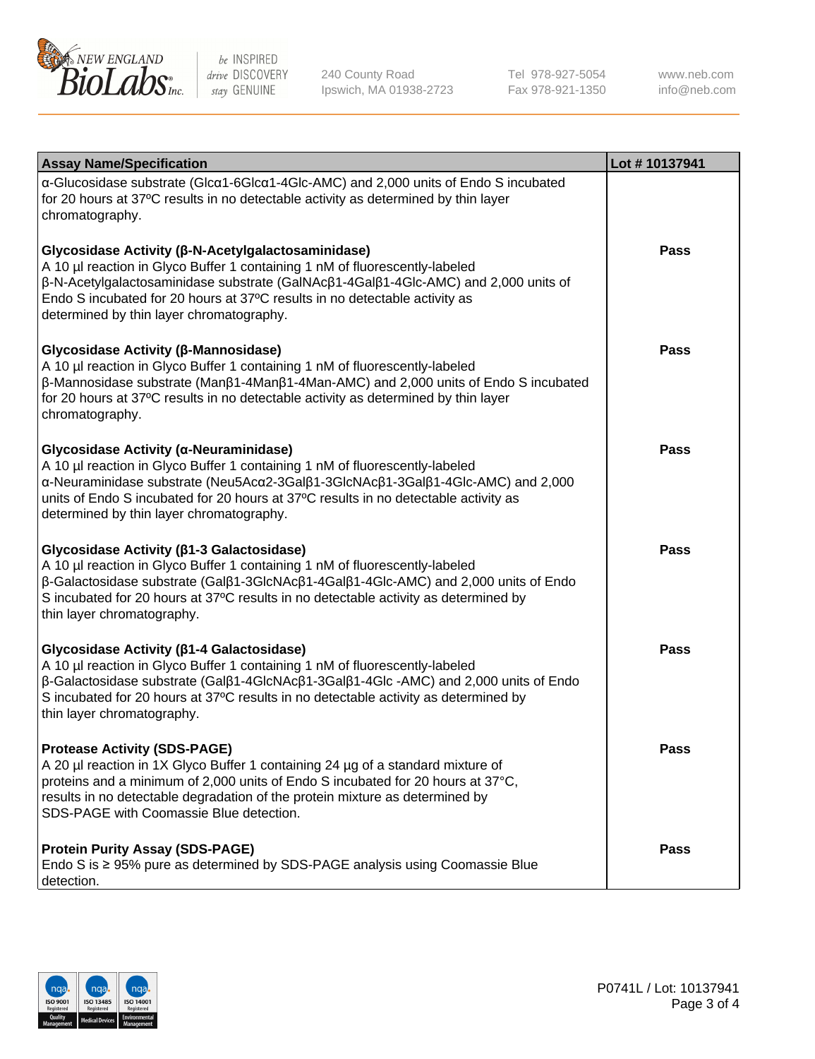| Assay Name/Specification | Lot # 10137941 |
|---|---|
| α-Glucosidase substrate (Glcα1-6Glcα1-4Glc-AMC) and 2,000 units of Endo S incubated for 20 hours at 37ºC results in no detectable activity as determined by thin layer chromatography. | |
| **Glycosidase Activity (β-N-Acetylgalactosaminidase)**<br>A 10 µl reaction in Glyco Buffer 1 containing 1 nM of fluorescently-labeled β-N-Acetylgalactosaminidase substrate (GalNAcβ1-4Galβ1-4Glc-AMC) and 2,000 units of Endo S incubated for 20 hours at 37ºC results in no detectable activity as determined by thin layer chromatography. | Pass |
| **Glycosidase Activity (β-Mannosidase)**<br>A 10 µl reaction in Glyco Buffer 1 containing 1 nM of fluorescently-labeled β-Mannosidase substrate (Manβ1-4Manβ1-4Man-AMC) and 2,000 units of Endo S incubated for 20 hours at 37ºC results in no detectable activity as determined by thin layer chromatography. | Pass |
| **Glycosidase Activity (α-Neuraminidase)**<br>A 10 µl reaction in Glyco Buffer 1 containing 1 nM of fluorescently-labeled α-Neuraminidase substrate (Neu5Acα2-3Galβ1-3GlcNAcβ1-3Galβ1-4Glc-AMC) and 2,000 units of Endo S incubated for 20 hours at 37ºC results in no detectable activity as determined by thin layer chromatography. | Pass |
| **Glycosidase Activity (β1-3 Galactosidase)**<br>A 10 µl reaction in Glyco Buffer 1 containing 1 nM of fluorescently-labeled β-Galactosidase substrate (Galβ1-3GlcNAcβ1-4Galβ1-4Glc-AMC) and 2,000 units of Endo S incubated for 20 hours at 37ºC results in no detectable activity as determined by thin layer chromatography. | Pass |
| **Glycosidase Activity (β1-4 Galactosidase)**<br>A 10 µl reaction in Glyco Buffer 1 containing 1 nM of fluorescently-labeled β-Galactosidase substrate (Galβ1-4GlcNAcβ1-3Galβ1-4Glc -AMC) and 2,000 units of Endo S incubated for 20 hours at 37ºC results in no detectable activity as determined by thin layer chromatography. | Pass |
| **Protease Activity (SDS-PAGE)**<br>A 20 µl reaction in 1X Glyco Buffer 1 containing 24 µg of a standard mixture of proteins and a minimum of 2,000 units of Endo S incubated for 20 hours at 37°C, results in no detectable degradation of the protein mixture as determined by SDS-PAGE with Coomassie Blue detection. | Pass |
| **Protein Purity Assay (SDS-PAGE)**<br>Endo S is ≥ 95% pure as determined by SDS-PAGE analysis using Coomassie Blue detection. | Pass |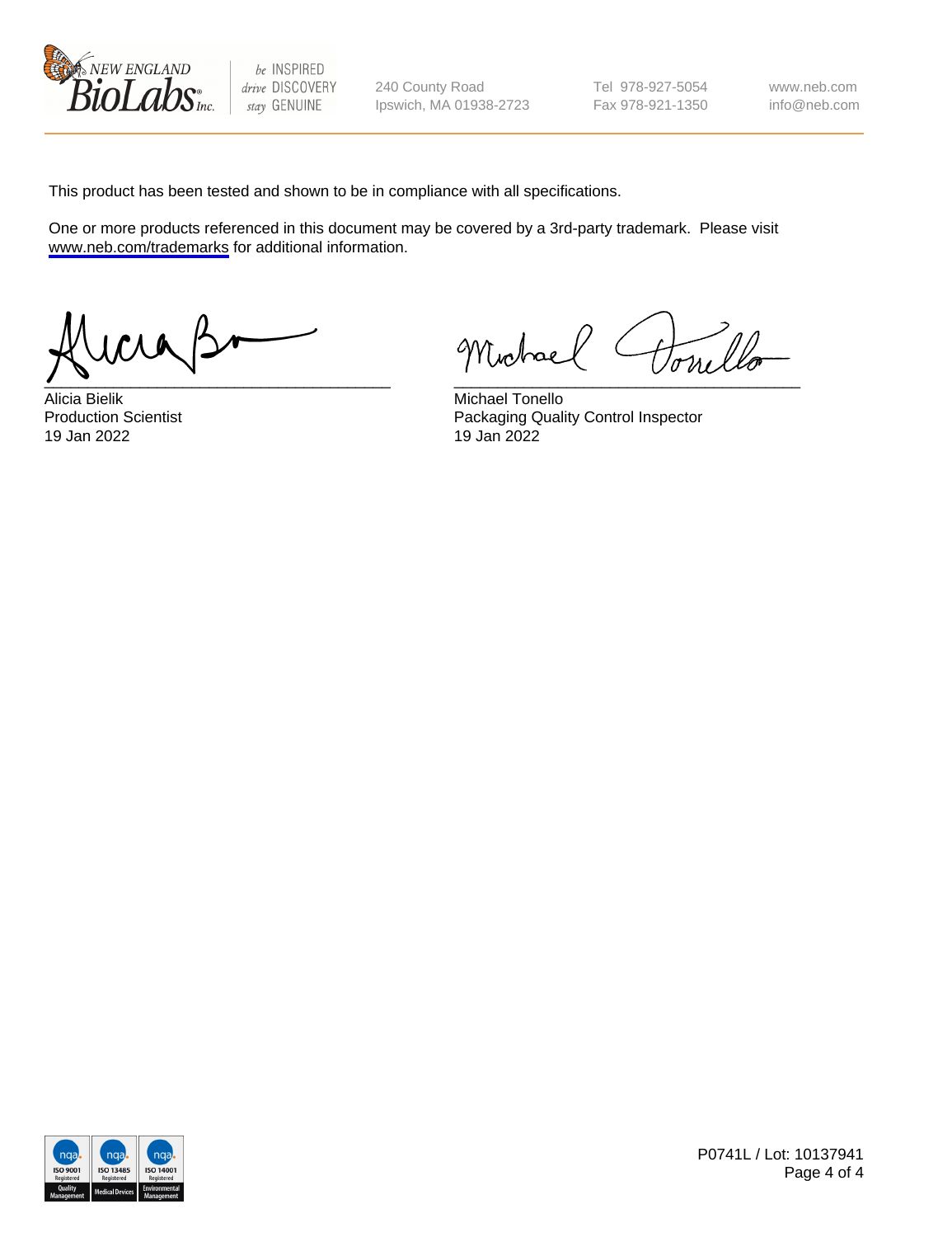This product has been tested and shown to be in compliance with all specifications.

One or more products referenced in this document may be covered by a 3rd-party trademark. Please visit www.neb.com/trademarks for additional information.

Alicia Bielik
Production Scientist
19 Jan 2022

Michael Tonello
Packaging Quality Control Inspector
19 Jan 2022

P0741L / Lot: 10137941